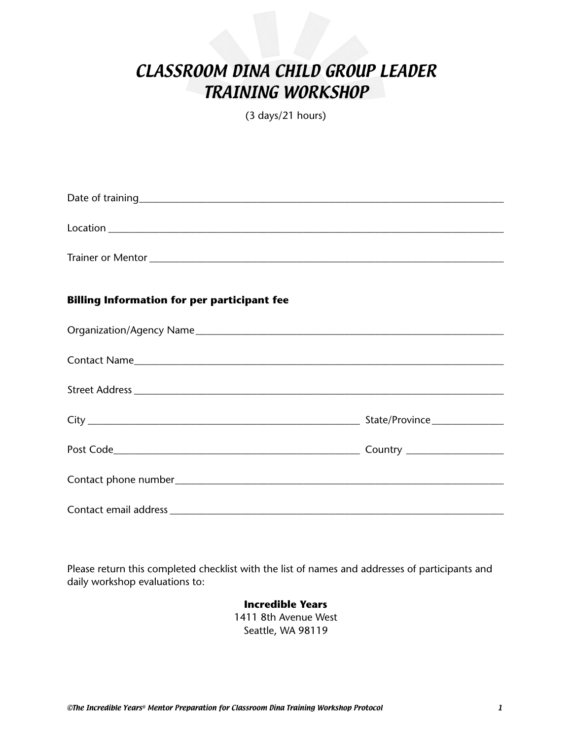# *CLASSROOM DINA CHILD GROUP LEADER TRAINING WORKSHOP*

(3 days/21 hours)

Date of training_______________________________________________

Location _______________________________________________

Trainer or Mentor _______________________________________________

**Billing Information for per participant fee**

Organization/Agency Name_______________________________________________

Contact Name_______________________________________________

Street Address _______________________________________________

City _________________________________ State/Province ______________

Post Code_________________________________ Country ___________________

Contact phone number_______________________________________________

Contact email address _______________________________________________

Please return this completed checklist with the list of names and addresses of participants and daily workshop evaluations to:

**Incredible Years**
1411 8th Avenue West
Seattle, WA 98119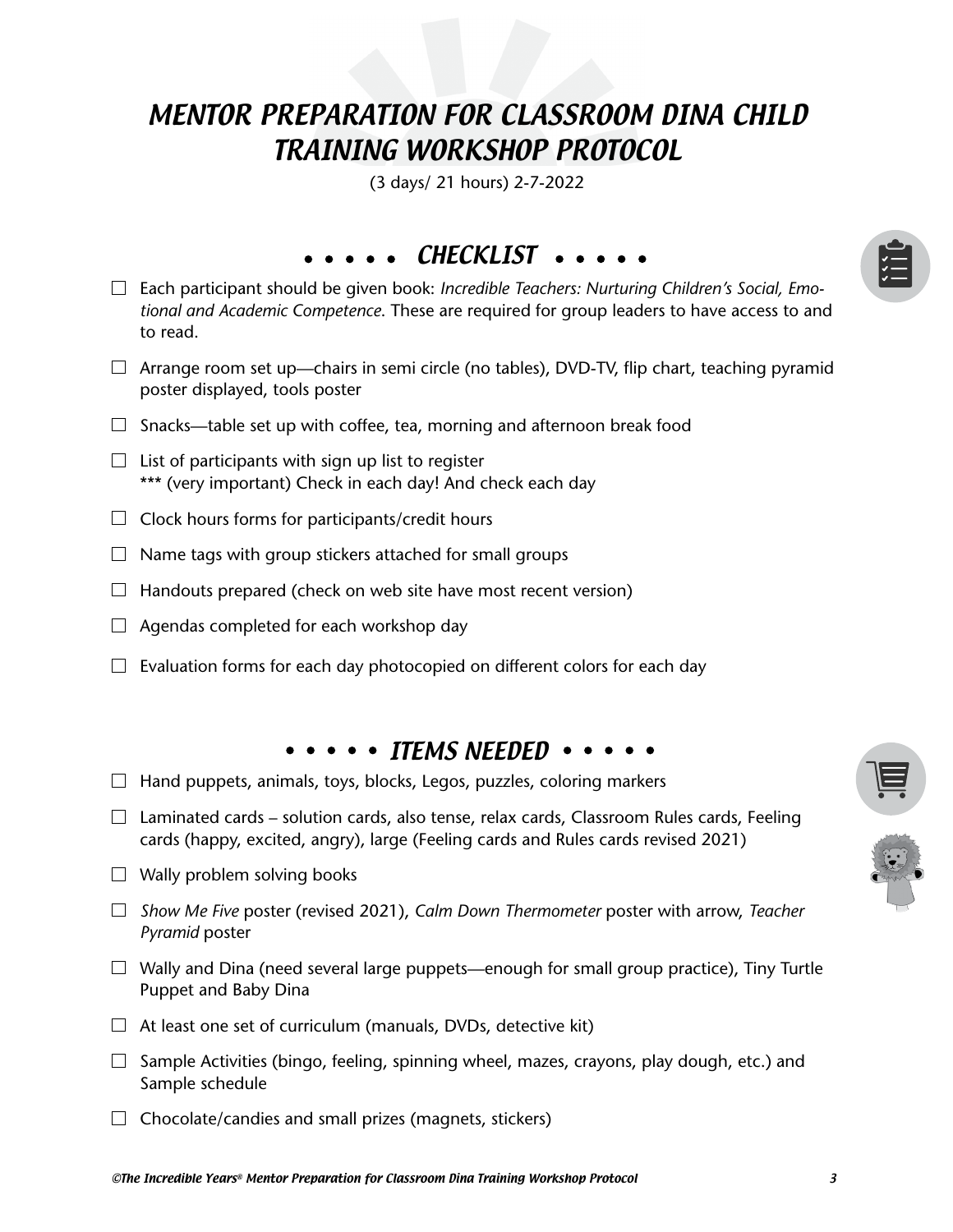# MENTOR PREPARATION FOR CLASSROOM DINA CHILD TRAINING WORKSHOP PROTOCOL

(3 days/ 21 hours) 2-7-2022

## • • • • • CHECKLIST • • • • •

- ☐ Each participant should be given book: *Incredible Teachers: Nurturing Children's Social, Emotional and Academic Competence*. These are required for group leaders to have access to and to read.
- ☐ Arrange room set up—chairs in semi circle (no tables), DVD-TV, flip chart, teaching pyramid poster displayed, tools poster
- ☐ Snacks—table set up with coffee, tea, morning and afternoon break food
- ☐ List of participants with sign up list to register
  *** (very important) Check in each day! And check each day
- ☐ Clock hours forms for participants/credit hours
- ☐ Name tags with group stickers attached for small groups
- ☐ Handouts prepared (check on web site have most recent version)
- ☐ Agendas completed for each workshop day
- ☐ Evaluation forms for each day photocopied on different colors for each day

## • • • • • ITEMS NEEDED • • • • •

- ☐ Hand puppets, animals, toys, blocks, Legos, puzzles, coloring markers
- ☐ Laminated cards – solution cards, also tense, relax cards, Classroom Rules cards, Feeling cards (happy, excited, angry), large (Feeling cards and Rules cards revised 2021)
- ☐ Wally problem solving books
- ☐ *Show Me Five* poster (revised 2021), *Calm Down Thermometer* poster with arrow, *Teacher Pyramid* poster
- ☐ Wally and Dina (need several large puppets—enough for small group practice), Tiny Turtle Puppet and Baby Dina
- ☐ At least one set of curriculum (manuals, DVDs, detective kit)
- ☐ Sample Activities (bingo, feeling, spinning wheel, mazes, crayons, play dough, etc.) and Sample schedule
- ☐ Chocolate/candies and small prizes (magnets, stickers)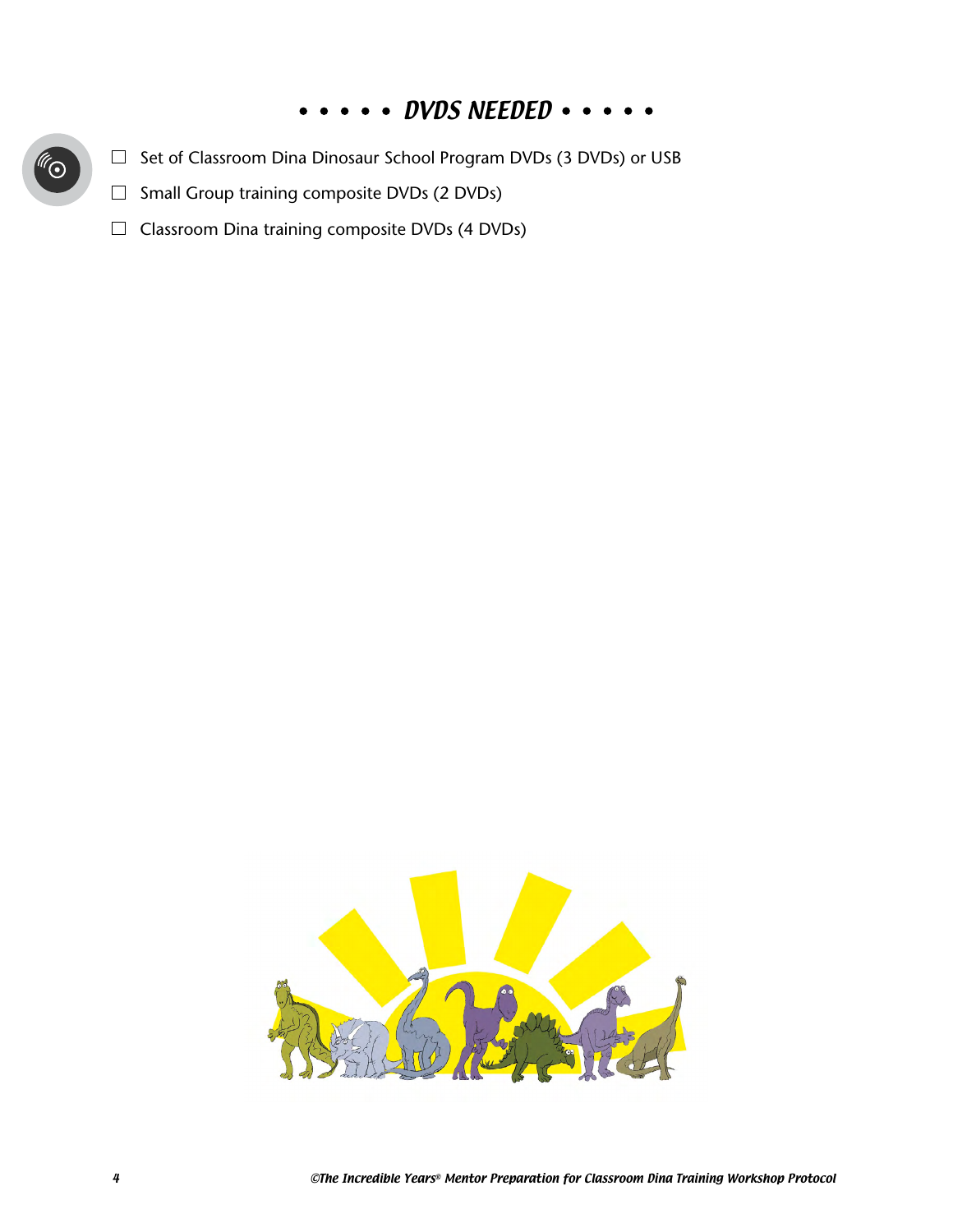## • • • • • DVDS NEEDED • • • • •

- ☐ Set of Classroom Dina Dinosaur School Program DVDs (3 DVDs) or USB
- ☐ Small Group training composite DVDs (2 DVDs)
- ☐ Classroom Dina training composite DVDs (4 DVDs)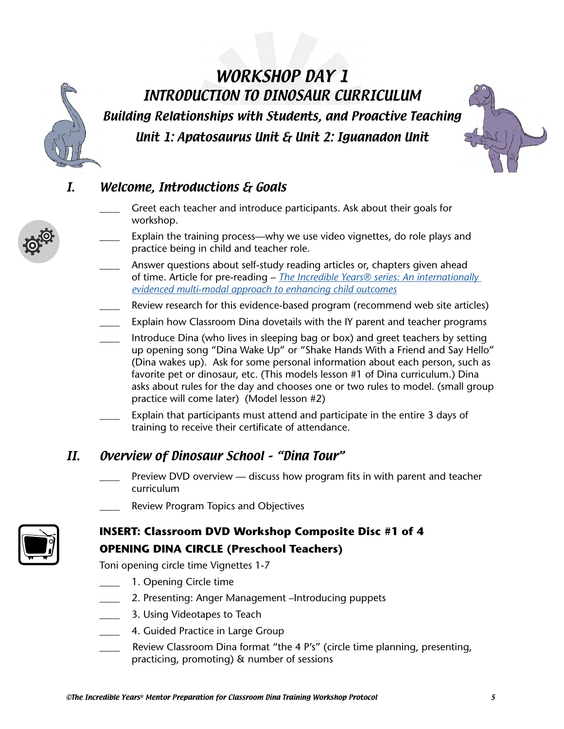# WORKSHOP DAY 1

## INTRODUCTION TO DINOSAUR CURRICULUM

### Building Relationships with Students, and Proactive Teaching

### Unit 1: Apatosaurus Unit & Unit 2: Iguanadon Unit

## I. Welcome, Introductions & Goals

____ Greet each teacher and introduce participants. Ask about their goals for workshop.

____ Explain the training process—why we use video vignettes, do role plays and practice being in child and teacher role.

____ Answer questions about self-study reading articles or, chapters given ahead of time. Article for pre-reading – *The Incredible Years® series: An internationally evidenced multi-modal approach to enhancing child outcomes*

____ Review research for this evidence-based program (recommend web site articles)

____ Explain how Classroom Dina dovetails with the IY parent and teacher programs

____ Introduce Dina (who lives in sleeping bag or box) and greet teachers by setting up opening song "Dina Wake Up" or "Shake Hands With a Friend and Say Hello" (Dina wakes up). Ask for some personal information about each person, such as favorite pet or dinosaur, etc. (This models lesson #1 of Dina curriculum.) Dina asks about rules for the day and chooses one or two rules to model. (small group practice will come later) (Model lesson #2)

____ Explain that participants must attend and participate in the entire 3 days of training to receive their certificate of attendance.

## II. Overview of Dinosaur School - "Dina Tour"

____ Preview DVD overview — discuss how program fits in with parent and teacher curriculum

____ Review Program Topics and Objectives

**INSERT: Classroom DVD Workshop Composite Disc #1 of 4**

**OPENING DINA CIRCLE (Preschool Teachers)**

Toni opening circle time Vignettes 1-7

____ 1. Opening Circle time

____ 2. Presenting: Anger Management –Introducing puppets

____ 3. Using Videotapes to Teach

____ 4. Guided Practice in Large Group

____ Review Classroom Dina format "the 4 P's" (circle time planning, presenting, practicing, promoting) & number of sessions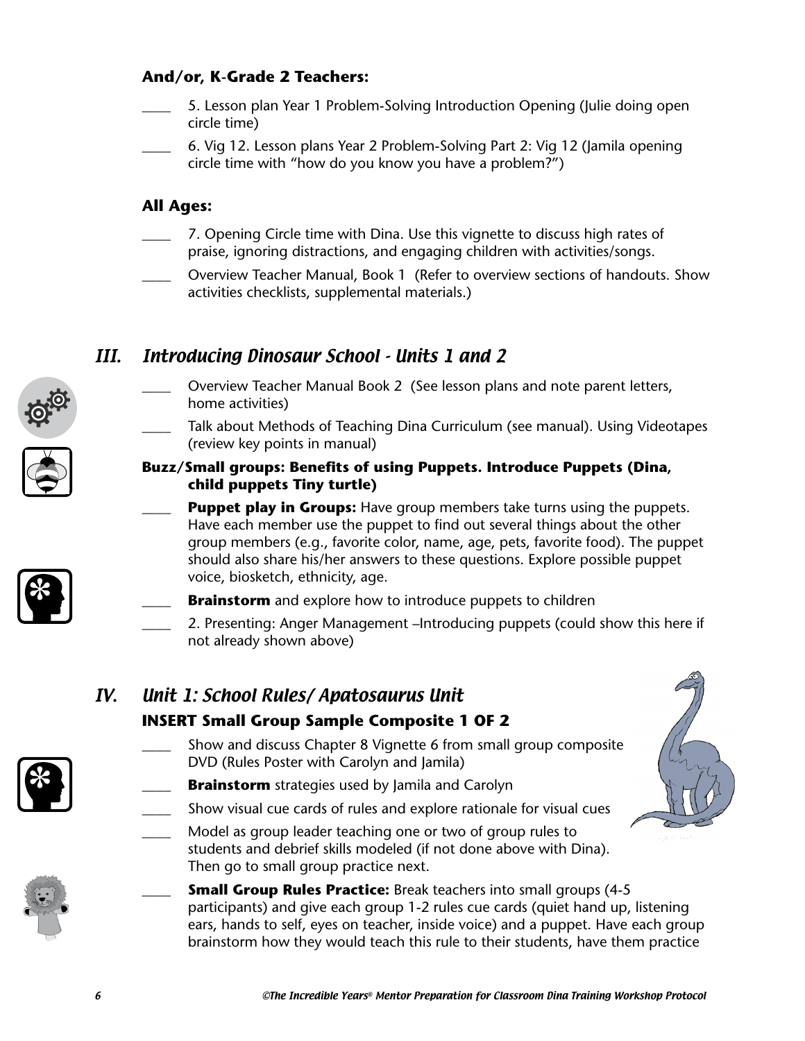**And/or, K-Grade 2 Teachers:**

____ 5. Lesson plan Year 1 Problem-Solving Introduction Opening (Julie doing open circle time)

____ 6. Vig 12. Lesson plans Year 2 Problem-Solving Part 2: Vig 12 (Jamila opening circle time with "how do you know you have a problem?")

**All Ages:**

____ 7. Opening Circle time with Dina. Use this vignette to discuss high rates of praise, ignoring distractions, and engaging children with activities/songs.

____ Overview Teacher Manual, Book 1 (Refer to overview sections of handouts. Show activities checklists, supplemental materials.)

## *III. Introducing Dinosaur School - Units 1 and 2*

____ Overview Teacher Manual Book 2 (See lesson plans and note parent letters, home activities)

____ Talk about Methods of Teaching Dina Curriculum (see manual). Using Videotapes (review key points in manual)

**Buzz/Small groups: Benefits of using Puppets. Introduce Puppets (Dina, child puppets Tiny turtle)**

____ **Puppet play in Groups:** Have group members take turns using the puppets. Have each member use the puppet to find out several things about the other group members (e.g., favorite color, name, age, pets, favorite food). The puppet should also share his/her answers to these questions. Explore possible puppet voice, biosketch, ethnicity, age.

____ **Brainstorm** and explore how to introduce puppets to children

____ 2. Presenting: Anger Management –Introducing puppets (could show this here if not already shown above)

## *IV. Unit 1: School Rules/ Apatosaurus Unit*

**INSERT Small Group Sample Composite 1 OF 2**

____ Show and discuss Chapter 8 Vignette 6 from small group composite DVD (Rules Poster with Carolyn and Jamila)

____ **Brainstorm** strategies used by Jamila and Carolyn

____ Show visual cue cards of rules and explore rationale for visual cues

____ Model as group leader teaching one or two of group rules to students and debrief skills modeled (if not done above with Dina). Then go to small group practice next.

____ **Small Group Rules Practice:** Break teachers into small groups (4-5 participants) and give each group 1-2 rules cue cards (quiet hand up, listening ears, hands to self, eyes on teacher, inside voice) and a puppet. Have each group brainstorm how they would teach this rule to their students, have them practice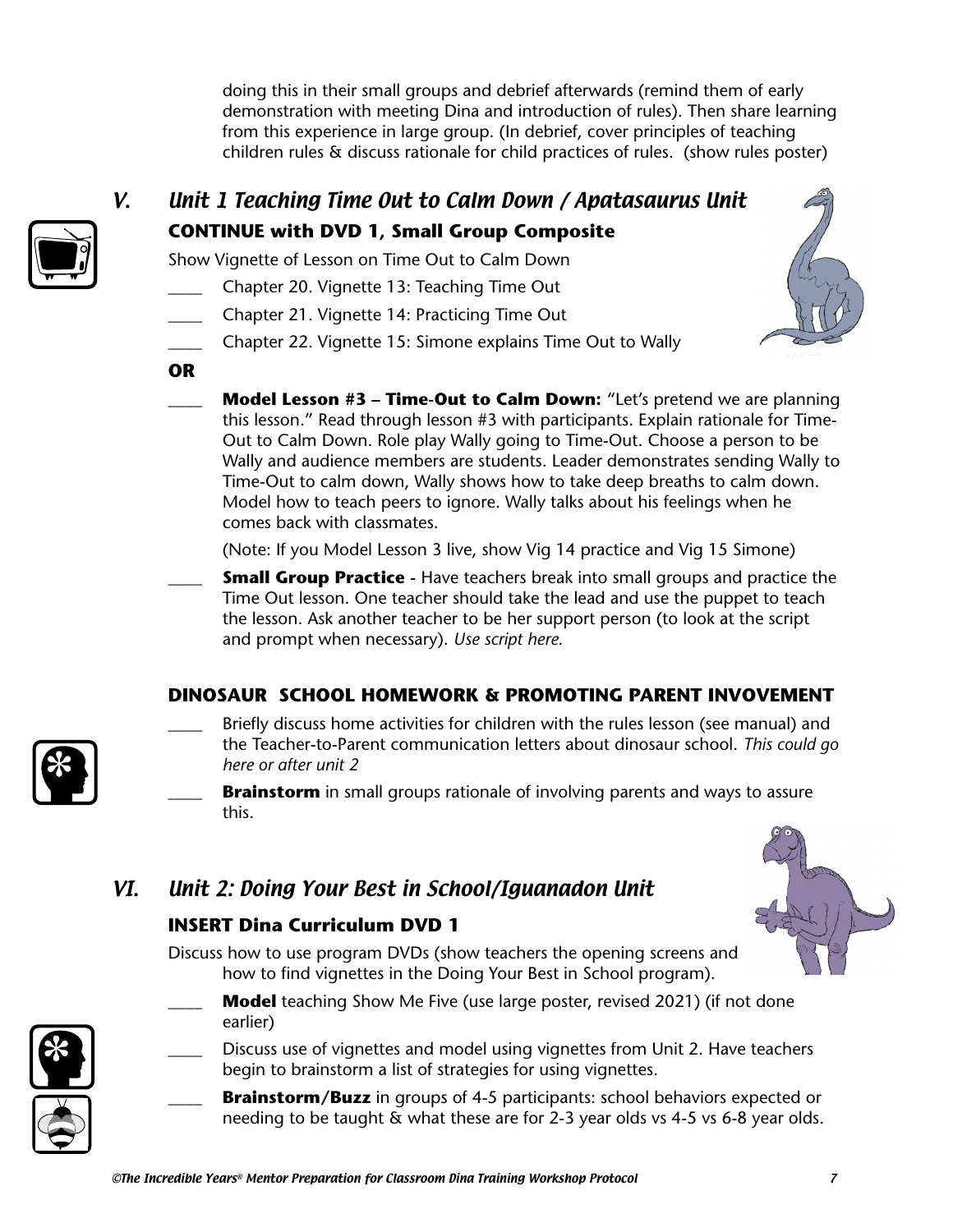doing this in their small groups and debrief afterwards (remind them of early demonstration with meeting Dina and introduction of rules). Then share learning from this experience in large group. (In debrief, cover principles of teaching children rules & discuss rationale for child practices of rules. (show rules poster)

## V. Unit 1 Teaching Time Out to Calm Down / Apatasaurus Unit

### CONTINUE with DVD 1, Small Group Composite

Show Vignette of Lesson on Time Out to Calm Down

- ____ Chapter 20. Vignette 13: Teaching Time Out
- ____ Chapter 21. Vignette 14: Practicing Time Out
- ____ Chapter 22. Vignette 15: Simone explains Time Out to Wally

**OR**

- ____ **Model Lesson #3 – Time-Out to Calm Down:** "Let's pretend we are planning this lesson." Read through lesson #3 with participants. Explain rationale for Time-Out to Calm Down. Role play Wally going to Time-Out. Choose a person to be Wally and audience members are students. Leader demonstrates sending Wally to Time-Out to calm down, Wally shows how to take deep breaths to calm down. Model how to teach peers to ignore. Wally talks about his feelings when he comes back with classmates.

  (Note: If you Model Lesson 3 live, show Vig 14 practice and Vig 15 Simone)

- ____ **Small Group Practice** - Have teachers break into small groups and practice the Time Out lesson. One teacher should take the lead and use the puppet to teach the lesson. Ask another teacher to be her support person (to look at the script and prompt when necessary). *Use script here.*

### DINOSAUR SCHOOL HOMEWORK & PROMOTING PARENT INVOVEMENT

- ____ Briefly discuss home activities for children with the rules lesson (see manual) and the Teacher-to-Parent communication letters about dinosaur school. *This could go here or after unit 2*
- ____ **Brainstorm** in small groups rationale of involving parents and ways to assure this.

## VI. Unit 2: Doing Your Best in School/Iguanadon Unit

### INSERT Dina Curriculum DVD 1

Discuss how to use program DVDs (show teachers the opening screens and how to find vignettes in the Doing Your Best in School program).

- ____ **Model** teaching Show Me Five (use large poster, revised 2021) (if not done earlier)
- ____ Discuss use of vignettes and model using vignettes from Unit 2. Have teachers begin to brainstorm a list of strategies for using vignettes.
- ____ **Brainstorm/Buzz** in groups of 4-5 participants: school behaviors expected or needing to be taught & what these are for 2-3 year olds vs 4-5 vs 6-8 year olds.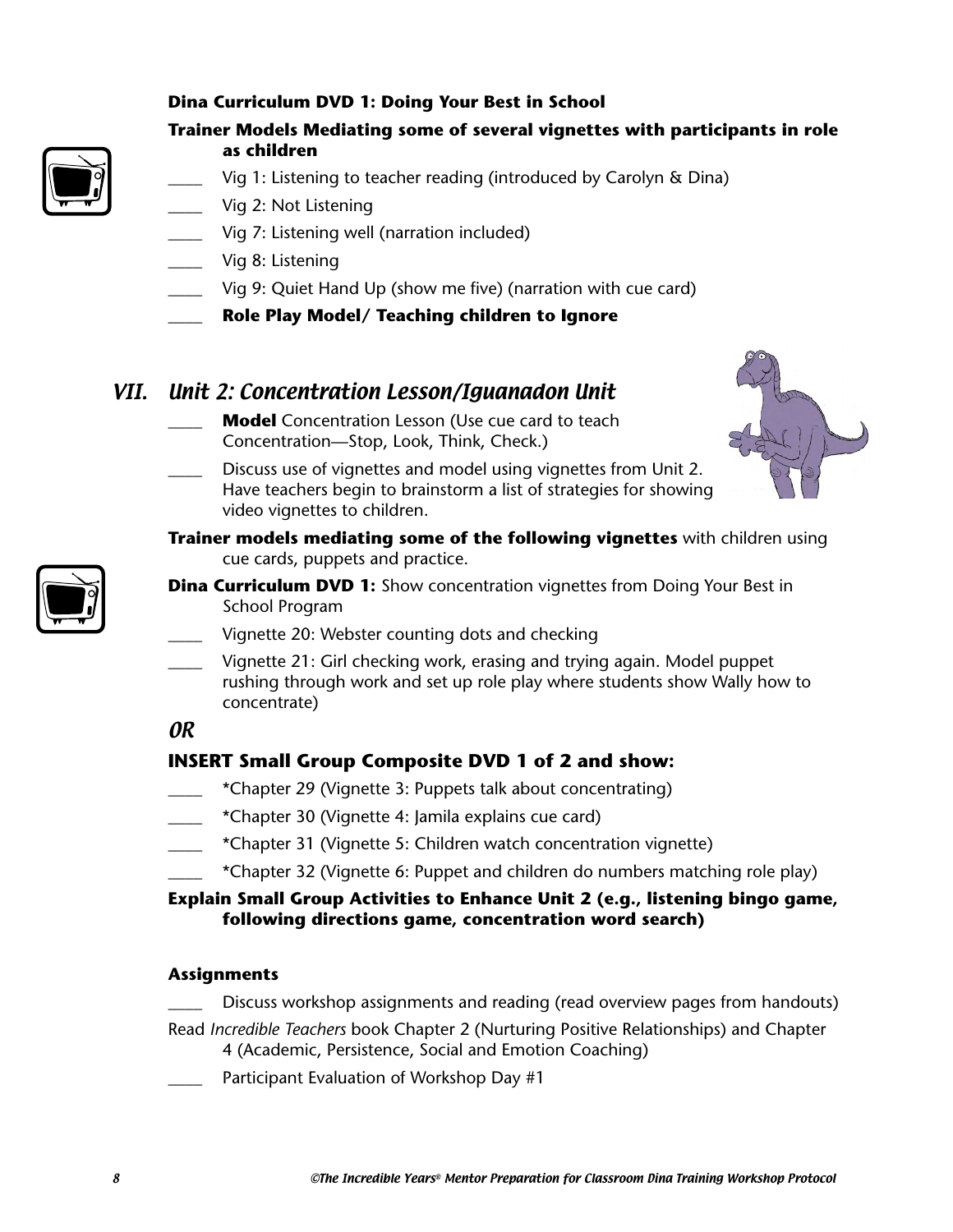**Dina Curriculum DVD 1: Doing Your Best in School**

**Trainer Models Mediating some of several vignettes with participants in role as children**

- ____ Vig 1: Listening to teacher reading (introduced by Carolyn & Dina)
- ____ Vig 2: Not Listening
- ____ Vig 7: Listening well (narration included)
- ____ Vig 8: Listening
- ____ Vig 9: Quiet Hand Up (show me five) (narration with cue card)
- ____ **Role Play Model/ Teaching children to Ignore**

## VII. *Unit 2: Concentration Lesson/Iguanadon Unit*

- ____ **Model** Concentration Lesson (Use cue card to teach Concentration—Stop, Look, Think, Check.)
- ____ Discuss use of vignettes and model using vignettes from Unit 2. Have teachers begin to brainstorm a list of strategies for showing video vignettes to children.

**Trainer models mediating some of the following vignettes** with children using cue cards, puppets and practice.

**Dina Curriculum DVD 1:** Show concentration vignettes from Doing Your Best in School Program

- ____ Vignette 20: Webster counting dots and checking
- ____ Vignette 21: Girl checking work, erasing and trying again. Model puppet rushing through work and set up role play where students show Wally how to concentrate)

***OR***

**INSERT Small Group Composite DVD 1 of 2 and show:**

- ____ *Chapter 29 (Vignette 3: Puppets talk about concentrating)
- ____ *Chapter 30 (Vignette 4: Jamila explains cue card)
- ____ *Chapter 31 (Vignette 5: Children watch concentration vignette)
- ____ *Chapter 32 (Vignette 6: Puppet and children do numbers matching role play)

**Explain Small Group Activities to Enhance Unit 2 (e.g., listening bingo game, following directions game, concentration word search)**

**Assignments**

- ____ Discuss workshop assignments and reading (read overview pages from handouts)

Read *Incredible Teachers* book Chapter 2 (Nurturing Positive Relationships) and Chapter 4 (Academic, Persistence, Social and Emotion Coaching)

- ____ Participant Evaluation of Workshop Day #1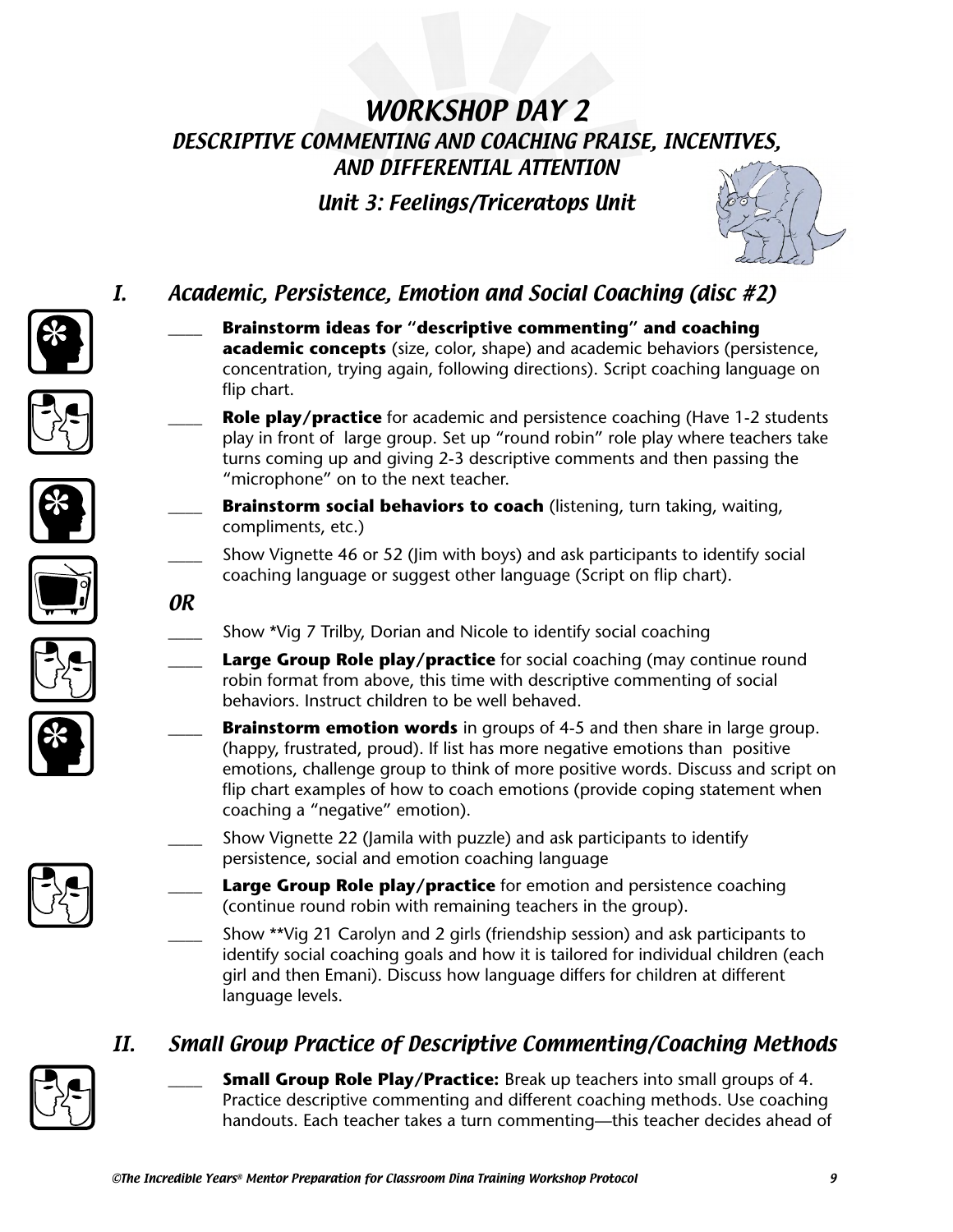# WORKSHOP DAY 2

## DESCRIPTIVE COMMENTING AND COACHING PRAISE, INCENTIVES, AND DIFFERENTIAL ATTENTION

### Unit 3: Feelings/Triceratops Unit

## I. Academic, Persistence, Emotion and Social Coaching (disc #2)

____ **Brainstorm ideas for "descriptive commenting" and coaching academic concepts** (size, color, shape) and academic behaviors (persistence, concentration, trying again, following directions). Script coaching language on flip chart.

____ **Role play/practice** for academic and persistence coaching (Have 1-2 students play in front of large group. Set up "round robin" role play where teachers take turns coming up and giving 2-3 descriptive comments and then passing the "microphone" on to the next teacher.

____ **Brainstorm social behaviors to coach** (listening, turn taking, waiting, compliments, etc.)

____ Show Vignette 46 or 52 (Jim with boys) and ask participants to identify social coaching language or suggest other language (Script on flip chart).

***OR***

____ Show *Vig 7 Trilby, Dorian and Nicole to identify social coaching

____ **Large Group Role play/practice** for social coaching (may continue round robin format from above, this time with descriptive commenting of social behaviors. Instruct children to be well behaved.

____ **Brainstorm emotion words** in groups of 4-5 and then share in large group. (happy, frustrated, proud). If list has more negative emotions than positive emotions, challenge group to think of more positive words. Discuss and script on flip chart examples of how to coach emotions (provide coping statement when coaching a "negative" emotion).

____ Show Vignette 22 (Jamila with puzzle) and ask participants to identify persistence, social and emotion coaching language

____ **Large Group Role play/practice** for emotion and persistence coaching (continue round robin with remaining teachers in the group).

____ Show **Vig 21 Carolyn and 2 girls (friendship session) and ask participants to identify social coaching goals and how it is tailored for individual children (each girl and then Emani). Discuss how language differs for children at different language levels.

## II. Small Group Practice of Descriptive Commenting/Coaching Methods

____ **Small Group Role Play/Practice:** Break up teachers into small groups of 4. Practice descriptive commenting and different coaching methods. Use coaching handouts. Each teacher takes a turn commenting—this teacher decides ahead of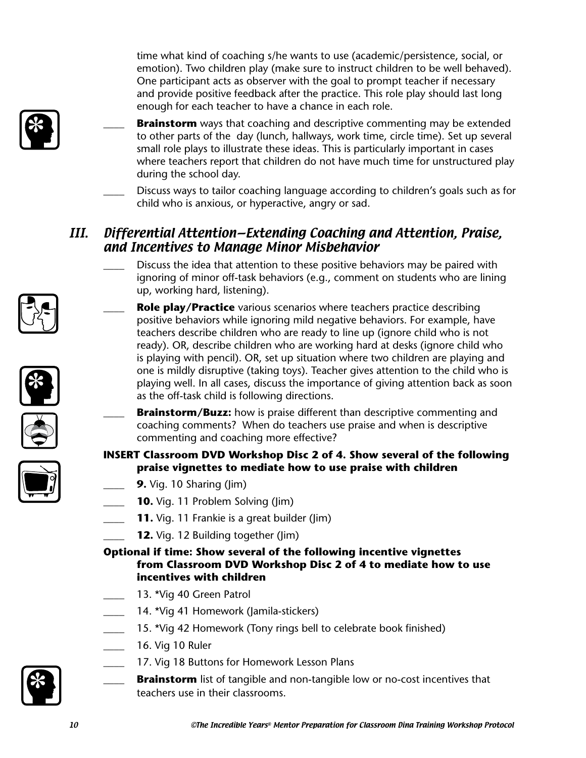time what kind of coaching s/he wants to use (academic/persistence, social, or emotion). Two children play (make sure to instruct children to be well behaved). One participant acts as observer with the goal to prompt teacher if necessary and provide positive feedback after the practice. This role play should last long enough for each teacher to have a chance in each role.

____ **Brainstorm** ways that coaching and descriptive commenting may be extended to other parts of the day (lunch, hallways, work time, circle time). Set up several small role plays to illustrate these ideas. This is particularly important in cases where teachers report that children do not have much time for unstructured play during the school day.

____ Discuss ways to tailor coaching language according to children's goals such as for child who is anxious, or hyperactive, angry or sad.

## III. *Differential Attention—Extending Coaching and Attention, Praise, and Incentives to Manage Minor Misbehavior*

____ Discuss the idea that attention to these positive behaviors may be paired with ignoring of minor off-task behaviors (e.g., comment on students who are lining up, working hard, listening).

____ **Role play/Practice** various scenarios where teachers practice describing positive behaviors while ignoring mild negative behaviors. For example, have teachers describe children who are ready to line up (ignore child who is not ready). OR, describe children who are working hard at desks (ignore child who is playing with pencil). OR, set up situation where two children are playing and one is mildly disruptive (taking toys). Teacher gives attention to the child who is playing well. In all cases, discuss the importance of giving attention back as soon as the off-task child is following directions.

____ **Brainstorm/Buzz:** how is praise different than descriptive commenting and coaching comments? When do teachers use praise and when is descriptive commenting and coaching more effective?

**INSERT Classroom DVD Workshop Disc 2 of 4. Show several of the following praise vignettes to mediate how to use praise with children**

____ **9.** Vig. 10 Sharing (Jim)

____ **10.** Vig. 11 Problem Solving (Jim)

____ **11.** Vig. 11 Frankie is a great builder (Jim)

____ **12.** Vig. 12 Building together (Jim)

**Optional if time: Show several of the following incentive vignettes from Classroom DVD Workshop Disc 2 of 4 to mediate how to use incentives with children**

____ 13. *Vig 40 Green Patrol

____ 14. *Vig 41 Homework (Jamila-stickers)

____ 15. *Vig 42 Homework (Tony rings bell to celebrate book finished)

____ 16. Vig 10 Ruler

____ 17. Vig 18 Buttons for Homework Lesson Plans

____ **Brainstorm** list of tangible and non-tangible low or no-cost incentives that teachers use in their classrooms.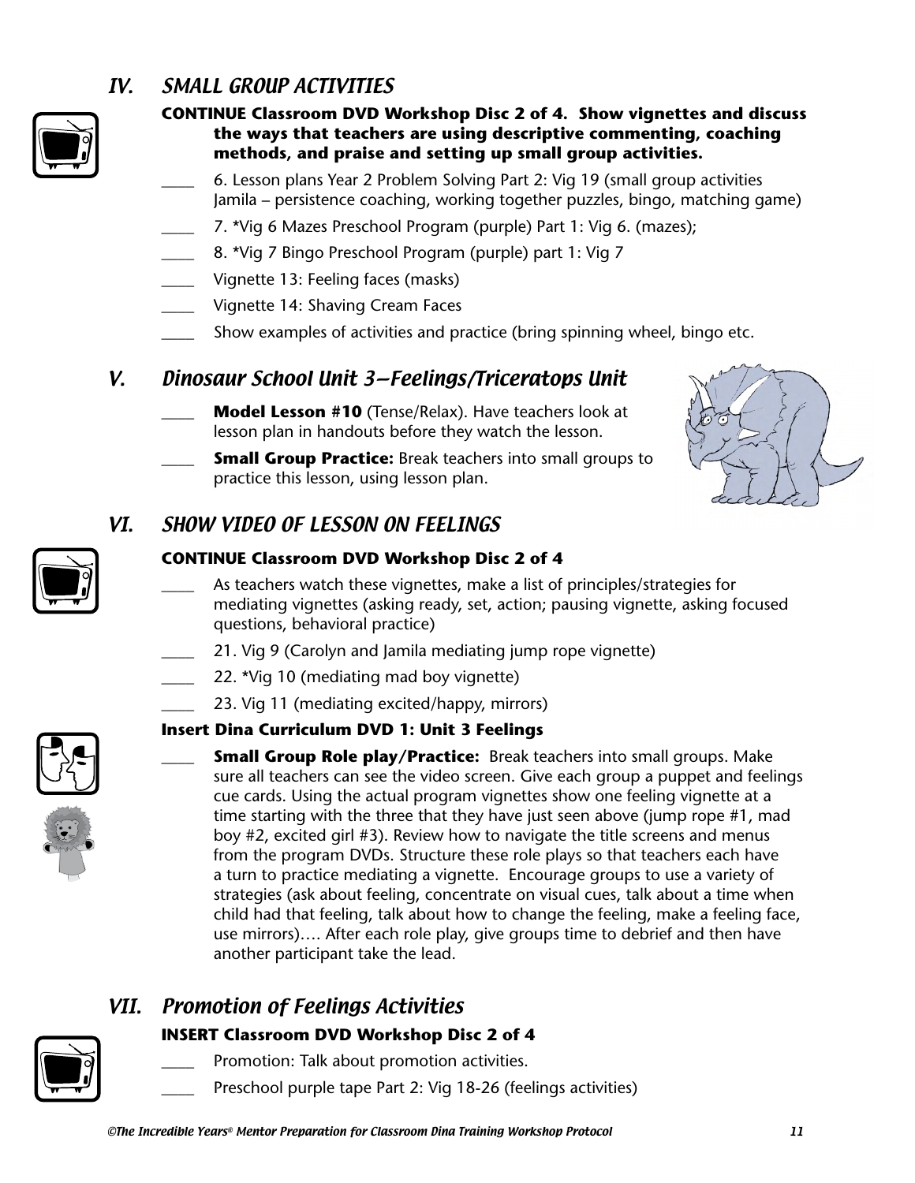## IV. SMALL GROUP ACTIVITIES

**CONTINUE Classroom DVD Workshop Disc 2 of 4. Show vignettes and discuss the ways that teachers are using descriptive commenting, coaching methods, and praise and setting up small group activities.**

- ____ 6. Lesson plans Year 2 Problem Solving Part 2: Vig 19 (small group activities Jamila – persistence coaching, working together puzzles, bingo, matching game)
- ____ 7. *Vig 6 Mazes Preschool Program (purple) Part 1: Vig 6. (mazes);
- ____ 8. *Vig 7 Bingo Preschool Program (purple) part 1: Vig 7
- ____ Vignette 13: Feeling faces (masks)
- ____ Vignette 14: Shaving Cream Faces
- ____ Show examples of activities and practice (bring spinning wheel, bingo etc.

## V. Dinosaur School Unit 3—Feelings/Triceratops Unit

- ____ **Model Lesson #10** (Tense/Relax). Have teachers look at lesson plan in handouts before they watch the lesson.
- ____ **Small Group Practice:** Break teachers into small groups to practice this lesson, using lesson plan.

## VI. SHOW VIDEO OF LESSON ON FEELINGS

**CONTINUE Classroom DVD Workshop Disc 2 of 4**

- ____ As teachers watch these vignettes, make a list of principles/strategies for mediating vignettes (asking ready, set, action; pausing vignette, asking focused questions, behavioral practice)
- ____ 21. Vig 9 (Carolyn and Jamila mediating jump rope vignette)
- ____ 22. *Vig 10 (mediating mad boy vignette)
- ____ 23. Vig 11 (mediating excited/happy, mirrors)

**Insert Dina Curriculum DVD 1: Unit 3 Feelings**

- ____ **Small Group Role play/Practice:** Break teachers into small groups. Make sure all teachers can see the video screen. Give each group a puppet and feelings cue cards. Using the actual program vignettes show one feeling vignette at a time starting with the three that they have just seen above (jump rope #1, mad boy #2, excited girl #3). Review how to navigate the title screens and menus from the program DVDs. Structure these role plays so that teachers each have a turn to practice mediating a vignette. Encourage groups to use a variety of strategies (ask about feeling, concentrate on visual cues, talk about a time when child had that feeling, talk about how to change the feeling, make a feeling face, use mirrors)…. After each role play, give groups time to debrief and then have another participant take the lead.

## VII. Promotion of Feelings Activities

**INSERT Classroom DVD Workshop Disc 2 of 4**

- ____ Promotion: Talk about promotion activities.
- ____ Preschool purple tape Part 2: Vig 18-26 (feelings activities)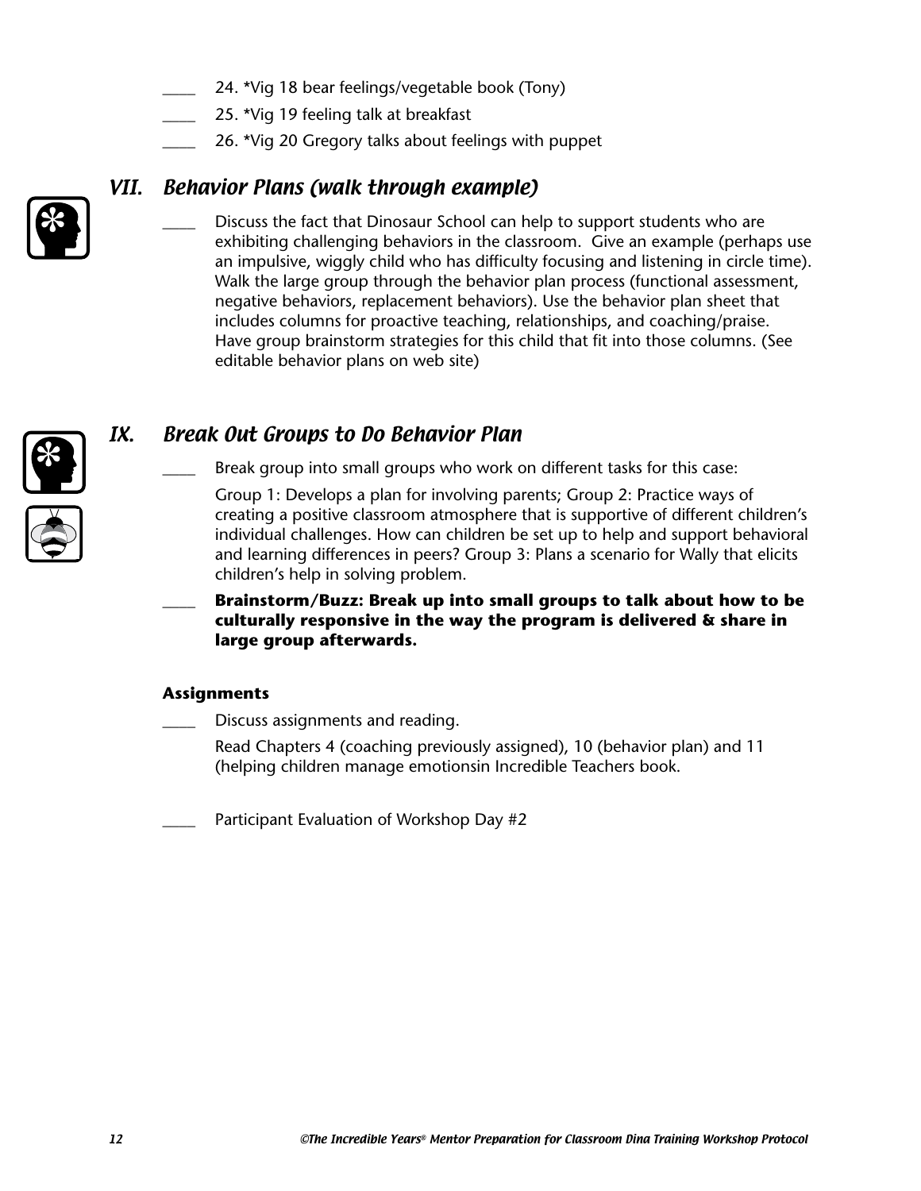____ 24. *Vig 18 bear feelings/vegetable book (Tony)

____ 25. *Vig 19 feeling talk at breakfast

____ 26. *Vig 20 Gregory talks about feelings with puppet

## *VII. Behavior Plans (walk through example)*

____ Discuss the fact that Dinosaur School can help to support students who are exhibiting challenging behaviors in the classroom. Give an example (perhaps use an impulsive, wiggly child who has difficulty focusing and listening in circle time). Walk the large group through the behavior plan process (functional assessment, negative behaviors, replacement behaviors). Use the behavior plan sheet that includes columns for proactive teaching, relationships, and coaching/praise. Have group brainstorm strategies for this child that fit into those columns. (See editable behavior plans on web site)

## *IX. Break Out Groups to Do Behavior Plan*

____ Break group into small groups who work on different tasks for this case:

Group 1: Develops a plan for involving parents; Group 2: Practice ways of creating a positive classroom atmosphere that is supportive of different children's individual challenges. How can children be set up to help and support behavioral and learning differences in peers? Group 3: Plans a scenario for Wally that elicits children's help in solving problem.

____ **Brainstorm/Buzz: Break up into small groups to talk about how to be culturally responsive in the way the program is delivered & share in large group afterwards.**

### Assignments

____ Discuss assignments and reading.

Read Chapters 4 (coaching previously assigned), 10 (behavior plan) and 11 (helping children manage emotionsin Incredible Teachers book.

____ Participant Evaluation of Workshop Day #2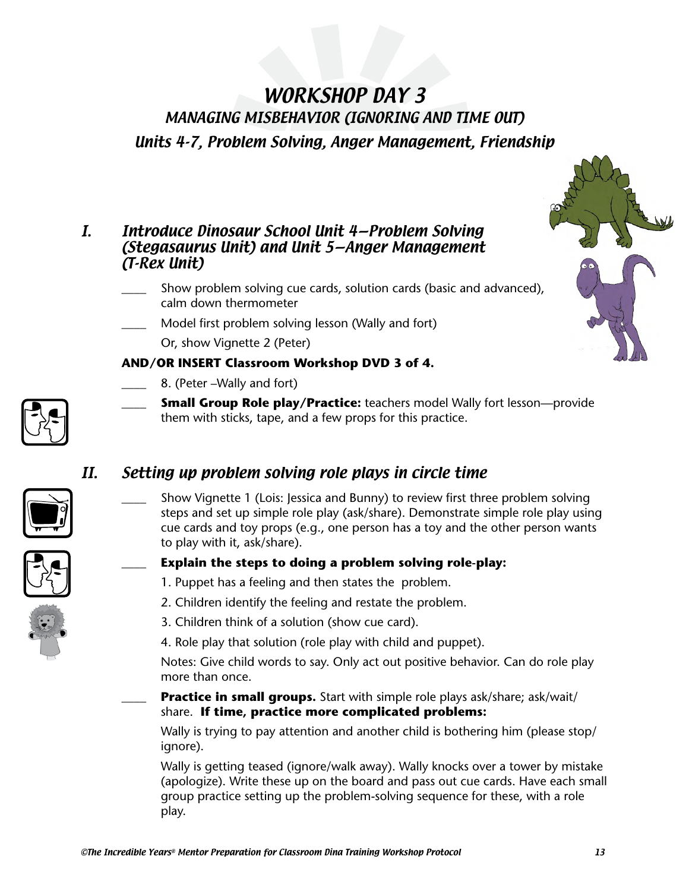# WORKSHOP DAY 3

## MANAGING MISBEHAVIOR (IGNORING AND TIME OUT)

## Units 4-7, Problem Solving, Anger Management, Friendship

### I. Introduce Dinosaur School Unit 4—Problem Solving (Stegasaurus Unit) and Unit 5—Anger Management (T-Rex Unit)

____ Show problem solving cue cards, solution cards (basic and advanced), calm down thermometer

____ Model first problem solving lesson (Wally and fort)

Or, show Vignette 2 (Peter)

**AND/OR INSERT Classroom Workshop DVD 3 of 4.**

____ 8. (Peter –Wally and fort)

____ **Small Group Role play/Practice:** teachers model Wally fort lesson—provide them with sticks, tape, and a few props for this practice.

### II. Setting up problem solving role plays in circle time

____ Show Vignette 1 (Lois: Jessica and Bunny) to review first three problem solving steps and set up simple role play (ask/share). Demonstrate simple role play using cue cards and toy props (e.g., one person has a toy and the other person wants to play with it, ask/share).

____ **Explain the steps to doing a problem solving role-play:**

1. Puppet has a feeling and then states the problem.
2. Children identify the feeling and restate the problem.
3. Children think of a solution (show cue card).
4. Role play that solution (role play with child and puppet).

Notes: Give child words to say. Only act out positive behavior. Can do role play more than once.

____ **Practice in small groups.** Start with simple role plays ask/share; ask/wait/share. **If time, practice more complicated problems:**

Wally is trying to pay attention and another child is bothering him (please stop/ignore).

Wally is getting teased (ignore/walk away). Wally knocks over a tower by mistake (apologize). Write these up on the board and pass out cue cards. Have each small group practice setting up the problem-solving sequence for these, with a role play.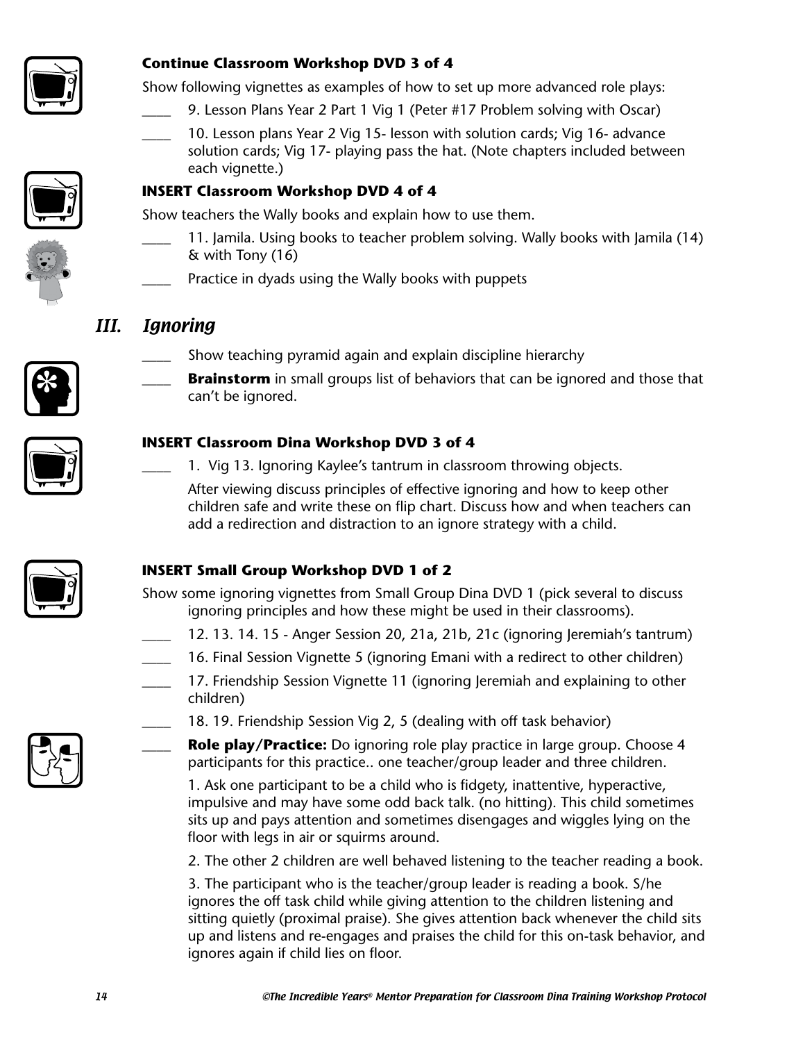**Continue Classroom Workshop DVD 3 of 4**

Show following vignettes as examples of how to set up more advanced role plays:

____ 9. Lesson Plans Year 2 Part 1 Vig 1 (Peter #17 Problem solving with Oscar)

____ 10. Lesson plans Year 2 Vig 15- lesson with solution cards; Vig 16- advance solution cards; Vig 17- playing pass the hat. (Note chapters included between each vignette.)

**INSERT Classroom Workshop DVD 4 of 4**

Show teachers the Wally books and explain how to use them.

____ 11. Jamila. Using books to teacher problem solving. Wally books with Jamila (14) & with Tony (16)

____ Practice in dyads using the Wally books with puppets

## *III. Ignoring*

____ Show teaching pyramid again and explain discipline hierarchy

____ **Brainstorm** in small groups list of behaviors that can be ignored and those that can't be ignored.

**INSERT Classroom Dina Workshop DVD 3 of 4**

____ 1. Vig 13. Ignoring Kaylee's tantrum in classroom throwing objects.

After viewing discuss principles of effective ignoring and how to keep other children safe and write these on flip chart. Discuss how and when teachers can add a redirection and distraction to an ignore strategy with a child.

**INSERT Small Group Workshop DVD 1 of 2**

Show some ignoring vignettes from Small Group Dina DVD 1 (pick several to discuss ignoring principles and how these might be used in their classrooms).

____ 12. 13. 14. 15 - Anger Session 20, 21a, 21b, 21c (ignoring Jeremiah's tantrum)

____ 16. Final Session Vignette 5 (ignoring Emani with a redirect to other children)

____ 17. Friendship Session Vignette 11 (ignoring Jeremiah and explaining to other children)

____ 18. 19. Friendship Session Vig 2, 5 (dealing with off task behavior)

____ **Role play/Practice:** Do ignoring role play practice in large group. Choose 4 participants for this practice.. one teacher/group leader and three children.

1. Ask one participant to be a child who is fidgety, inattentive, hyperactive, impulsive and may have some odd back talk. (no hitting). This child sometimes sits up and pays attention and sometimes disengages and wiggles lying on the floor with legs in air or squirms around.

2. The other 2 children are well behaved listening to the teacher reading a book.

3. The participant who is the teacher/group leader is reading a book. S/he ignores the off task child while giving attention to the children listening and sitting quietly (proximal praise). She gives attention back whenever the child sits up and listens and re-engages and praises the child for this on-task behavior, and ignores again if child lies on floor.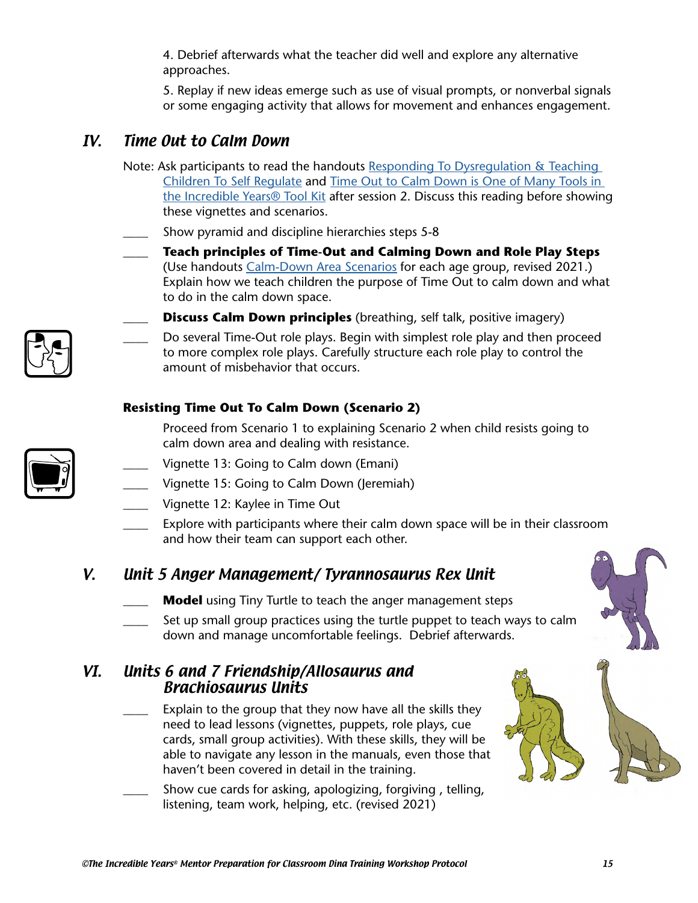4. Debrief afterwards what the teacher did well and explore any alternative approaches.

5. Replay if new ideas emerge such as use of visual prompts, or nonverbal signals or some engaging activity that allows for movement and enhances engagement.

## IV. *Time Out to Calm Down*

Note: Ask participants to read the handouts Responding To Dysregulation & Teaching Children To Self Regulate and Time Out to Calm Down is One of Many Tools in the Incredible Years® Tool Kit after session 2. Discuss this reading before showing these vignettes and scenarios.

____ Show pyramid and discipline hierarchies steps 5-8

____ **Teach principles of Time-Out and Calming Down and Role Play Steps** (Use handouts Calm-Down Area Scenarios for each age group, revised 2021.) Explain how we teach children the purpose of Time Out to calm down and what to do in the calm down space.

____ **Discuss Calm Down principles** (breathing, self talk, positive imagery)

____ Do several Time-Out role plays. Begin with simplest role play and then proceed to more complex role plays. Carefully structure each role play to control the amount of misbehavior that occurs.

**Resisting Time Out To Calm Down (Scenario 2)**

Proceed from Scenario 1 to explaining Scenario 2 when child resists going to calm down area and dealing with resistance.

____ Vignette 13: Going to Calm down (Emani)

____ Vignette 15: Going to Calm Down (Jeremiah)

____ Vignette 12: Kaylee in Time Out

____ Explore with participants where their calm down space will be in their classroom and how their team can support each other.

## V. *Unit 5 Anger Management/ Tyrannosaurus Rex Unit*

____ **Model** using Tiny Turtle to teach the anger management steps

____ Set up small group practices using the turtle puppet to teach ways to calm down and manage uncomfortable feelings. Debrief afterwards.

## VI. *Units 6 and 7 Friendship/Allosaurus and Brachiosaurus Units*

____ Explain to the group that they now have all the skills they need to lead lessons (vignettes, puppets, role plays, cue cards, small group activities). With these skills, they will be able to navigate any lesson in the manuals, even those that haven't been covered in detail in the training.

____ Show cue cards for asking, apologizing, forgiving , telling, listening, team work, helping, etc. (revised 2021)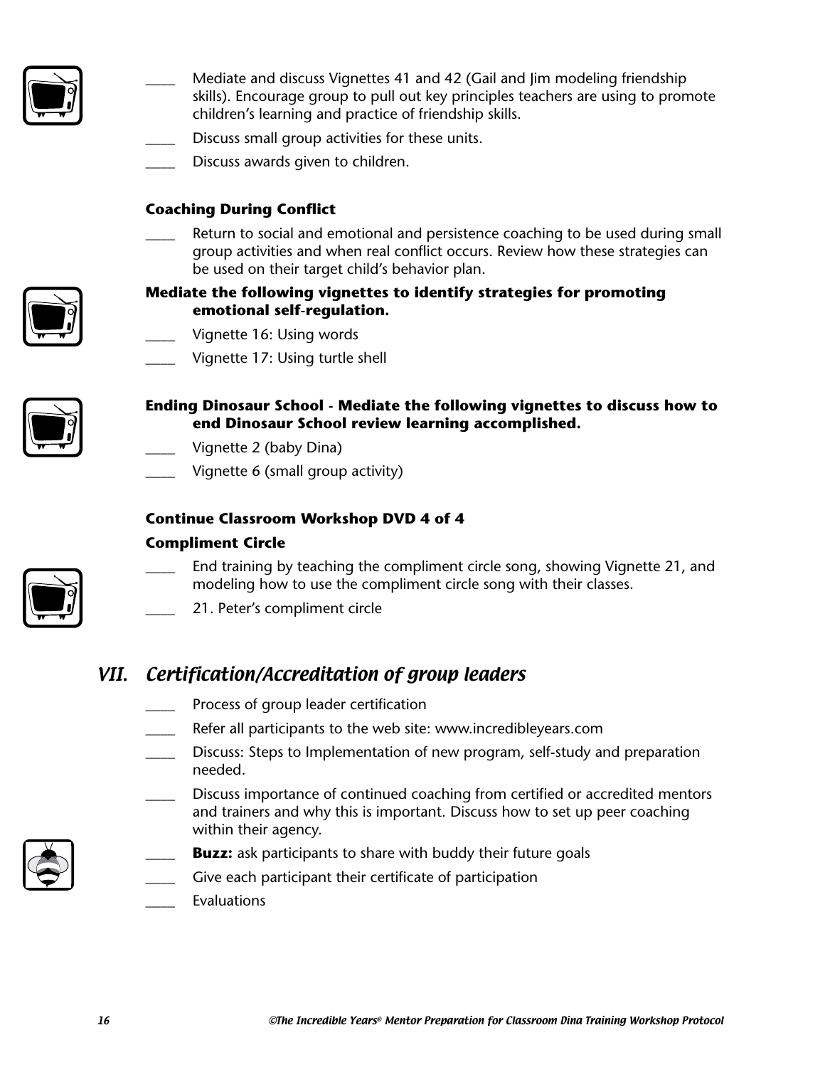____ Mediate and discuss Vignettes 41 and 42 (Gail and Jim modeling friendship skills). Encourage group to pull out key principles teachers are using to promote children's learning and practice of friendship skills.

____ Discuss small group activities for these units.

____ Discuss awards given to children.

**Coaching During Conflict**

____ Return to social and emotional and persistence coaching to be used during small group activities and when real conflict occurs. Review how these strategies can be used on their target child's behavior plan.

**Mediate the following vignettes to identify strategies for promoting emotional self-regulation.**

____ Vignette 16: Using words

____ Vignette 17: Using turtle shell

**Ending Dinosaur School - Mediate the following vignettes to discuss how to end Dinosaur School review learning accomplished.**

____ Vignette 2 (baby Dina)

____ Vignette 6 (small group activity)

**Continue Classroom Workshop DVD 4 of 4**

**Compliment Circle**

____ End training by teaching the compliment circle song, showing Vignette 21, and modeling how to use the compliment circle song with their classes.

____ 21. Peter's compliment circle

## *VII. Certification/Accreditation of group leaders*

____ Process of group leader certification

____ Refer all participants to the web site: www.incredibleyears.com

____ Discuss: Steps to Implementation of new program, self-study and preparation needed.

____ Discuss importance of continued coaching from certified or accredited mentors and trainers and why this is important. Discuss how to set up peer coaching within their agency.

____ **Buzz:** ask participants to share with buddy their future goals

____ Give each participant their certificate of participation

____ Evaluations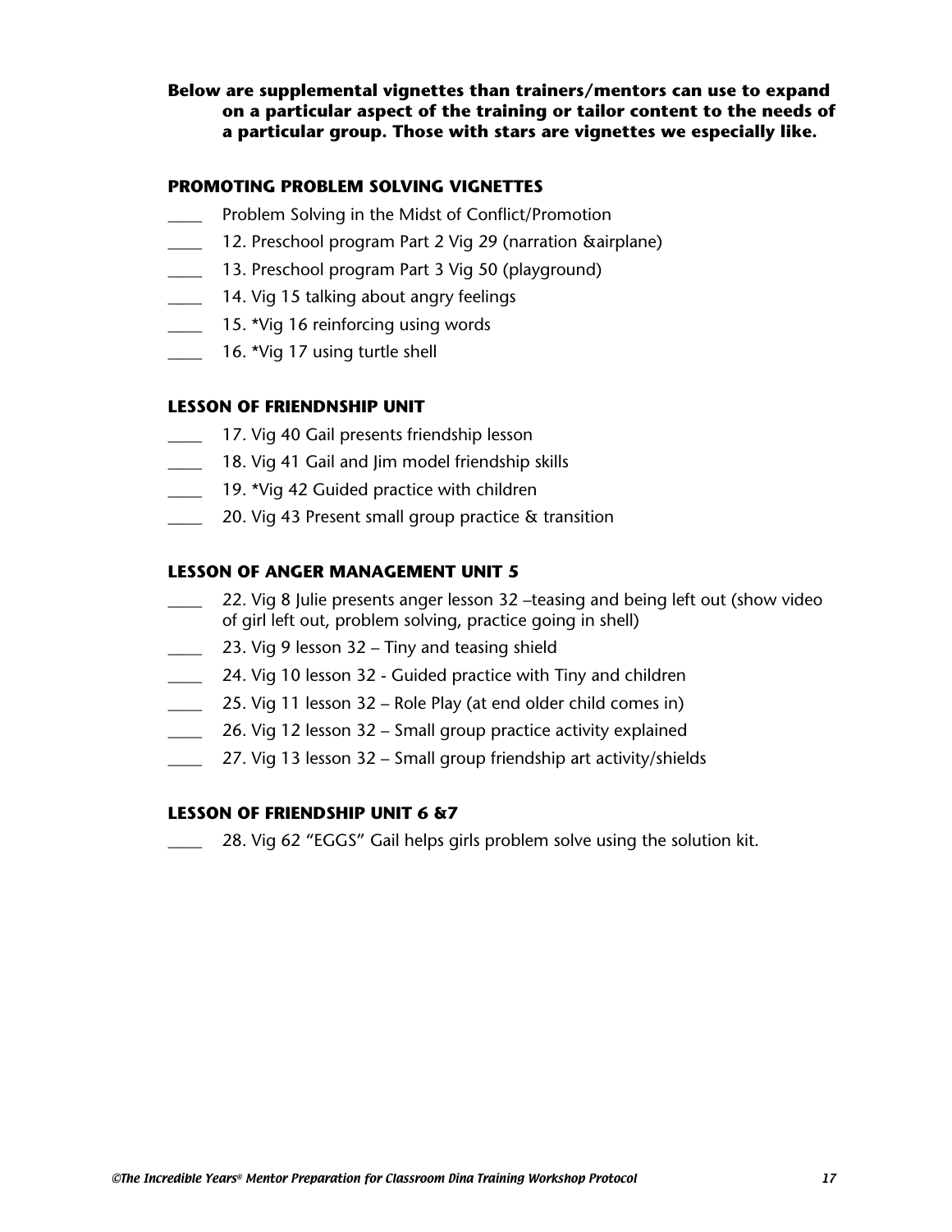**Below are supplemental vignettes than trainers/mentors can use to expand on a particular aspect of the training or tailor content to the needs of a particular group. Those with stars are vignettes we especially like.**

### PROMOTING PROBLEM SOLVING VIGNETTES

____ Problem Solving in the Midst of Conflict/Promotion

____ 12. Preschool program Part 2 Vig 29 (narration &airplane)

____ 13. Preschool program Part 3 Vig 50 (playground)

____ 14. Vig 15 talking about angry feelings

____ 15. *Vig 16 reinforcing using words

____ 16. *Vig 17 using turtle shell

### LESSON OF FRIENDNSHIP UNIT

____ 17. Vig 40 Gail presents friendship lesson

____ 18. Vig 41 Gail and Jim model friendship skills

____ 19. *Vig 42 Guided practice with children

____ 20. Vig 43 Present small group practice & transition

### LESSON OF ANGER MANAGEMENT UNIT 5

____ 22. Vig 8 Julie presents anger lesson 32 –teasing and being left out (show video of girl left out, problem solving, practice going in shell)

____ 23. Vig 9 lesson 32 – Tiny and teasing shield

____ 24. Vig 10 lesson 32 - Guided practice with Tiny and children

____ 25. Vig 11 lesson 32 – Role Play (at end older child comes in)

____ 26. Vig 12 lesson 32 – Small group practice activity explained

____ 27. Vig 13 lesson 32 – Small group friendship art activity/shields

### LESSON OF FRIENDSHIP UNIT 6 &7

____ 28. Vig 62 "EGGS" Gail helps girls problem solve using the solution kit.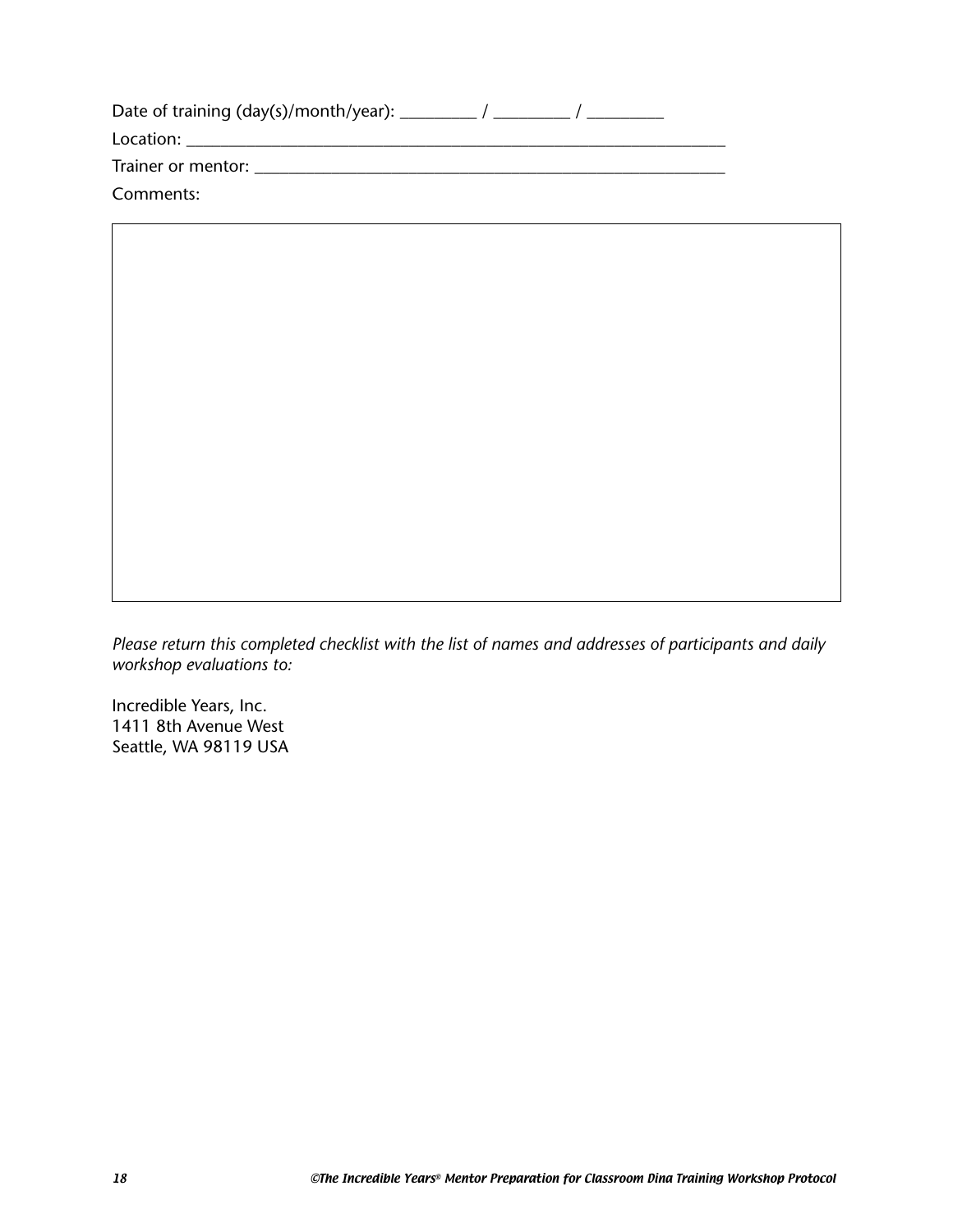Date of training (day(s)/month/year): _________ / _________ / _________

Location: ___________________________________________________________________

Trainer or mentor: ____________________________________________________________

Comments:

| |
|---|
| |

*Please return this completed checklist with the list of names and addresses of participants and daily workshop evaluations to:*

Incredible Years, Inc.
1411 8th Avenue West
Seattle, WA 98119 USA